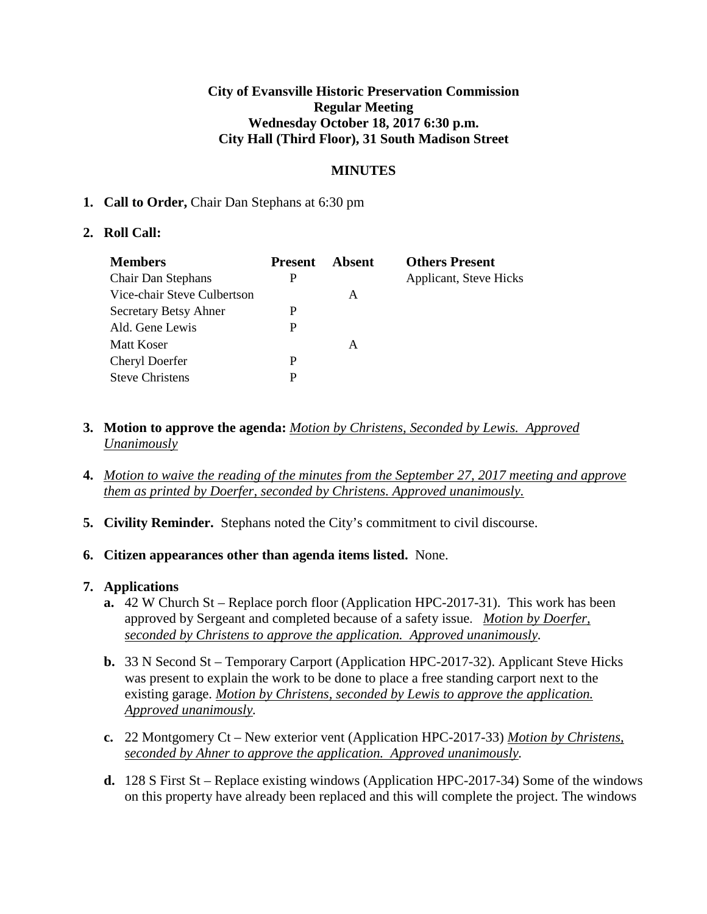**City of Evansville Historic Preservation Commission**
**Regular Meeting**
**Wednesday October 18, 2017 6:30 p.m.**
**City Hall (Third Floor), 31 South Madison Street**

**MINUTES**

1. **Call to Order,** Chair Dan Stephans at 6:30 pm

2. **Roll Call:**

| Members | Present | Absent | Others Present |
|---|---|---|---|
| Chair Dan Stephans | P | | Applicant, Steve Hicks |
| Vice-chair Steve Culbertson | | A | |
| Secretary Betsy Ahner | P | | |
| Ald. Gene Lewis | P | | |
| Matt Koser | | A | |
| Cheryl Doerfer | P | | |
| Steve Christens | P | | |

3. **Motion to approve the agenda:** *Motion by Christens, Seconded by Lewis. Approved Unanimously*

4. *Motion to waive the reading of the minutes from the September 27, 2017 meeting and approve them as printed by Doerfer, seconded by Christens. Approved unanimously.*

5. **Civility Reminder.** Stephans noted the City's commitment to civil discourse.

6. **Citizen appearances other than agenda items listed.** None.

7. **Applications**
   - **a.** 42 W Church St – Replace porch floor (Application HPC-2017-31). This work has been approved by Sergeant and completed because of a safety issue. *Motion by Doerfer, seconded by Christens to approve the application. Approved unanimously.*
   - **b.** 33 N Second St – Temporary Carport (Application HPC-2017-32). Applicant Steve Hicks was present to explain the work to be done to place a free standing carport next to the existing garage. *Motion by Christens, seconded by Lewis to approve the application. Approved unanimously.*
   - **c.** 22 Montgomery Ct – New exterior vent (Application HPC-2017-33) *Motion by Christens, seconded by Ahner to approve the application. Approved unanimously.*
   - **d.** 128 S First St – Replace existing windows (Application HPC-2017-34) Some of the windows on this property have already been replaced and this will complete the project. The windows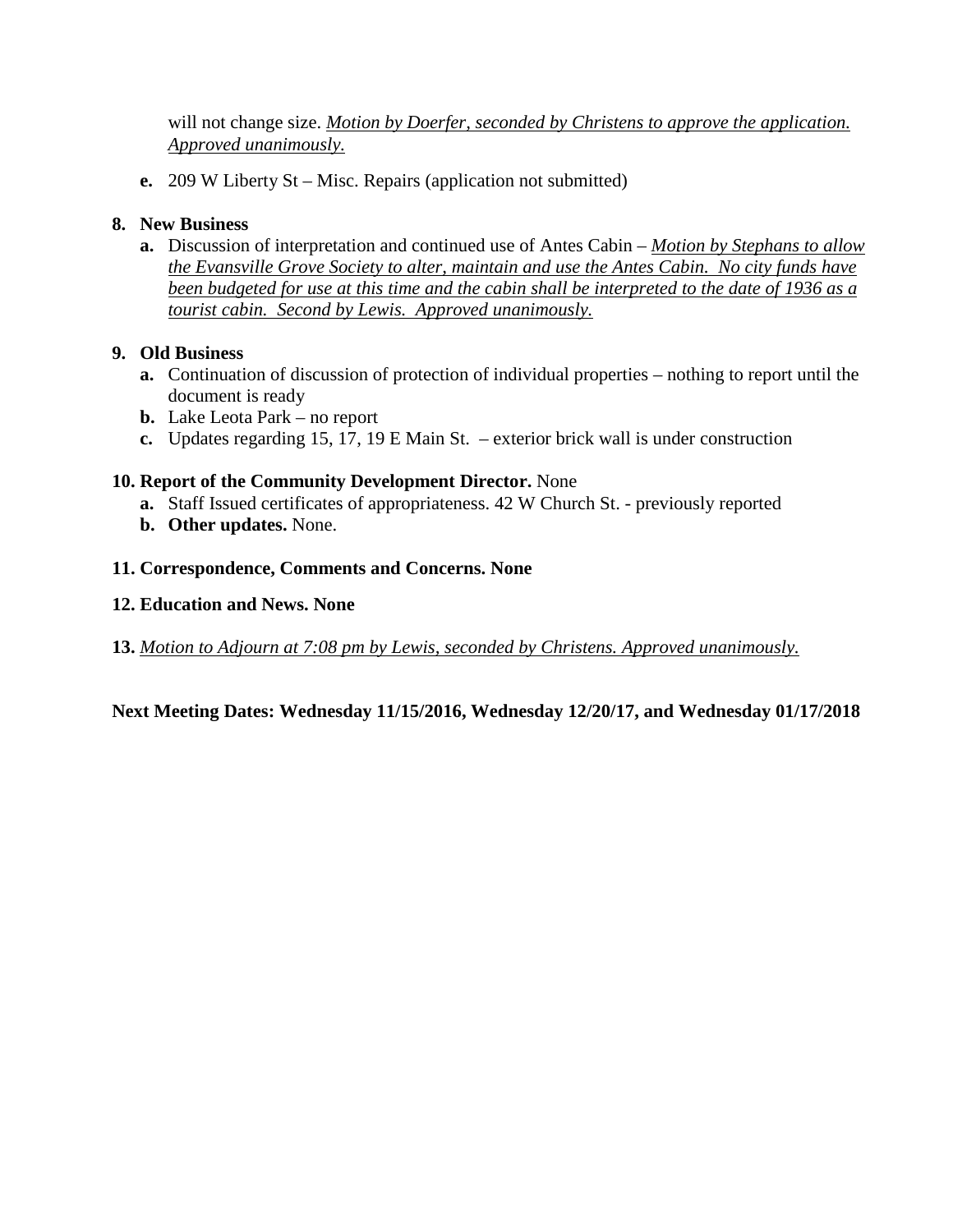will not change size. _Motion by Doerfer, seconded by Christens to approve the application. Approved unanimously._

   **e.** 209 W Liberty St – Misc. Repairs (application not submitted)

**8. New Business**

   **a.** Discussion of interpretation and continued use of Antes Cabin – _Motion by Stephans to allow the Evansville Grove Society to alter, maintain and use the Antes Cabin. No city funds have been budgeted for use at this time and the cabin shall be interpreted to the date of 1936 as a tourist cabin. Second by Lewis. Approved unanimously._

**9. Old Business**

   **a.** Continuation of discussion of protection of individual properties – nothing to report until the document is ready

   **b.** Lake Leota Park – no report

   **c.** Updates regarding 15, 17, 19 E Main St. – exterior brick wall is under construction

**10. Report of the Community Development Director.** None

   **a.** Staff Issued certificates of appropriateness. 42 W Church St. - previously reported

   **b. Other updates.** None.

**11. Correspondence, Comments and Concerns. None**

**12. Education and News. None**

**13.** _Motion to Adjourn at 7:08 pm by Lewis, seconded by Christens. Approved unanimously._

**Next Meeting Dates: Wednesday 11/15/2016, Wednesday 12/20/17, and Wednesday 01/17/2018**